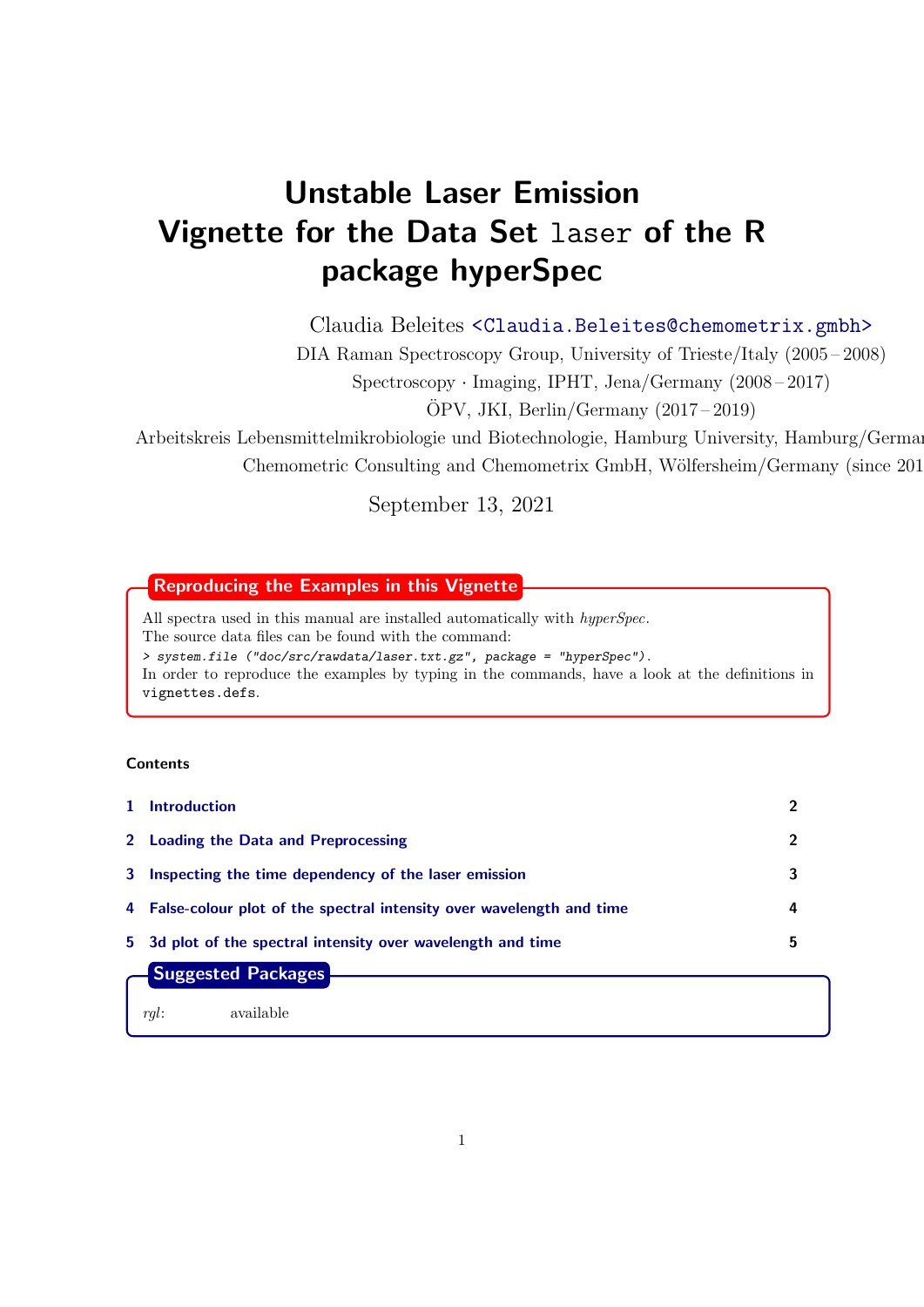# Unstable Laser Emission
# Vignette for the Data Set `laser` of the R package hyperSpec

Claudia Beleites <Claudia.Beleites@chemometrix.gmbh>

DIA Raman Spectroscopy Group, University of Trieste/Italy (2005 – 2008)

Spectroscopy · Imaging, IPHT, Jena/Germany (2008 – 2017)

ÖPV, JKI, Berlin/Germany (2017 – 2019)

Arbeitskreis Lebensmittelmikrobiologie und Biotechnologie, Hamburg University, Hamburg/Germar

Chemometric Consulting and Chemometrix GmbH, Wölfersheim/Germany (since 201

September 13, 2021

**Reproducing the Examples in this Vignette**

All spectra used in this manual are installed automatically with *hyperSpec*.
The source data files can be found with the command:

```
> system.file ("doc/src/rawdata/laser.txt.gz", package = "hyperSpec").
```

In order to reproduce the examples by typing in the commands, have a look at the definitions in `vignettes.defs`.

**Contents**

1 Introduction — 2

2 Loading the Data and Preprocessing — 2

3 Inspecting the time dependency of the laser emission — 3

4 False-colour plot of the spectral intensity over wavelength and time — 4

5 3d plot of the spectral intensity over wavelength and time — 5

**Suggested Packages**

*rgl*: available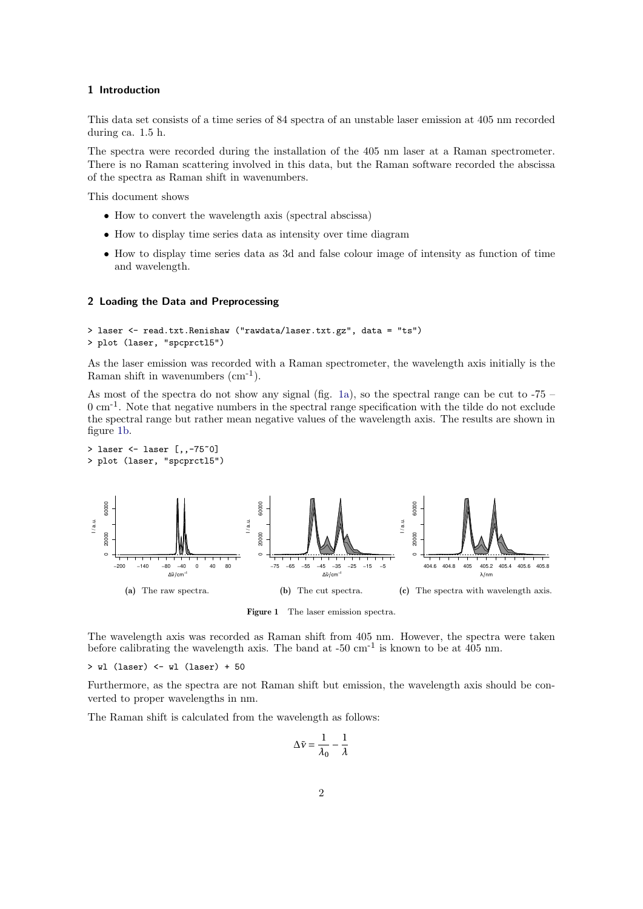## 1 Introduction

This data set consists of a time series of 84 spectra of an unstable laser emission at 405 nm recorded during ca. 1.5 h.

The spectra were recorded during the installation of the 405 nm laser at a Raman spectrometer. There is no Raman scattering involved in this data, but the Raman software recorded the abscissa of the spectra as Raman shift in wavenumbers.

This document shows

- How to convert the wavelength axis (spectral abscissa)
- How to display time series data as intensity over time diagram
- How to display time series data as 3d and false colour image of intensity as function of time and wavelength.

## 2 Loading the Data and Preprocessing

```
> laser <- read.txt.Renishaw ("rawdata/laser.txt.gz", data = "ts")
> plot (laser, "spcprctl5")
```

As the laser emission was recorded with a Raman spectrometer, the wavelength axis initially is the Raman shift in wavenumbers (cm$^{-1}$).

As most of the spectra do not show any signal (fig. 1a), so the spectral range can be cut to -75 – 0 cm$^{-1}$. Note that negative numbers in the spectral range specification with the tilde do not exclude the spectral range but rather mean negative values of the wavelength axis. The results are shown in figure 1b.

```
> laser <- laser [,,-75~0]
> plot (laser, "spcprctl5")
```

(a) The raw spectra. (b) The cut spectra. (c) The spectra with wavelength axis.

**Figure 1** The laser emission spectra.

The wavelength axis was recorded as Raman shift from 405 nm. However, the spectra were taken before calibrating the wavelength axis. The band at -50 cm$^{-1}$ is known to be at 405 nm.

```
> wl (laser) <- wl (laser) + 50
```

Furthermore, as the spectra are not Raman shift but emission, the wavelength axis should be converted to proper wavelengths in nm.

The Raman shift is calculated from the wavelength as follows:

$$\Delta\tilde{\nu} = \frac{1}{\lambda_0} - \frac{1}{\lambda}$$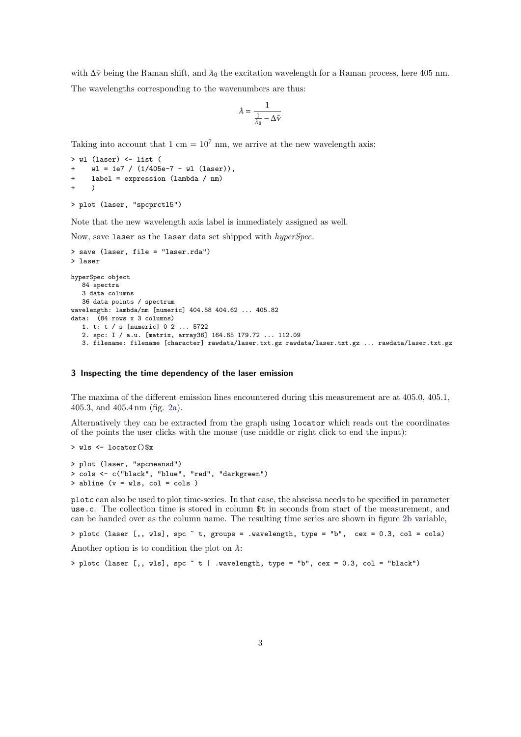with $\Delta\tilde{\nu}$ being the Raman shift, and $\lambda_0$ the excitation wavelength for a Raman process, here 405 nm.

The wavelengths corresponding to the wavenumbers are thus:

$$\lambda = \frac{1}{\frac{1}{\lambda_0} - \Delta\tilde{\nu}}$$

Taking into account that 1 cm = $10^7$ nm, we arrive at the new wavelength axis:

```
> wl (laser) <- list (
+     wl = 1e7 / (1/405e-7 - wl (laser)),
+     label = expression (lambda / nm)
+     )
> plot (laser, "spcprctl5")
```

Note that the new wavelength axis label is immediately assigned as well.

Now, save laser as the laser data set shipped with *hyperSpec*.

```
> save (laser, file = "laser.rda")
> laser

hyperSpec object
   84 spectra
   3 data columns
   36 data points / spectrum
wavelength: lambda/nm [numeric] 404.58 404.62 ... 405.82
data:  (84 rows x 3 columns)
   1. t: t / s [numeric] 0 2 ... 5722
   2. spc: I / a.u. [matrix, array36] 164.65 179.72 ... 112.09
   3. filename: filename [character] rawdata/laser.txt.gz rawdata/laser.txt.gz ... rawdata/laser.txt.gz
```

## 3 Inspecting the time dependency of the laser emission

The maxima of the different emission lines encountered during this measurement are at 405.0, 405.1, 405.3, and 405.4 nm (fig. 2a).

Alternatively they can be extracted from the graph using locator which reads out the coordinates of the points the user clicks with the mouse (use middle or right click to end the input):

```
> wls <- locator()$x
```

```
> plot (laser, "spcmeansd")
> cols <- c("black", "blue", "red", "darkgreen")
> abline (v = wls, col = cols )
```

plotc can also be used to plot time-series. In that case, the abscissa needs to be specified in parameter use.c. The collection time is stored in column $t in seconds from start of the measurement, and can be handed over as the column name. The resulting time series are shown in figure 2b variable,

```
> plotc (laser [,, wls], spc ~ t, groups = .wavelength, type = "b",  cex = 0.3, col = cols)
```

Another option is to condition the plot on $\lambda$:

```
> plotc (laser [,, wls], spc ~ t | .wavelength, type = "b", cex = 0.3, col = "black")
```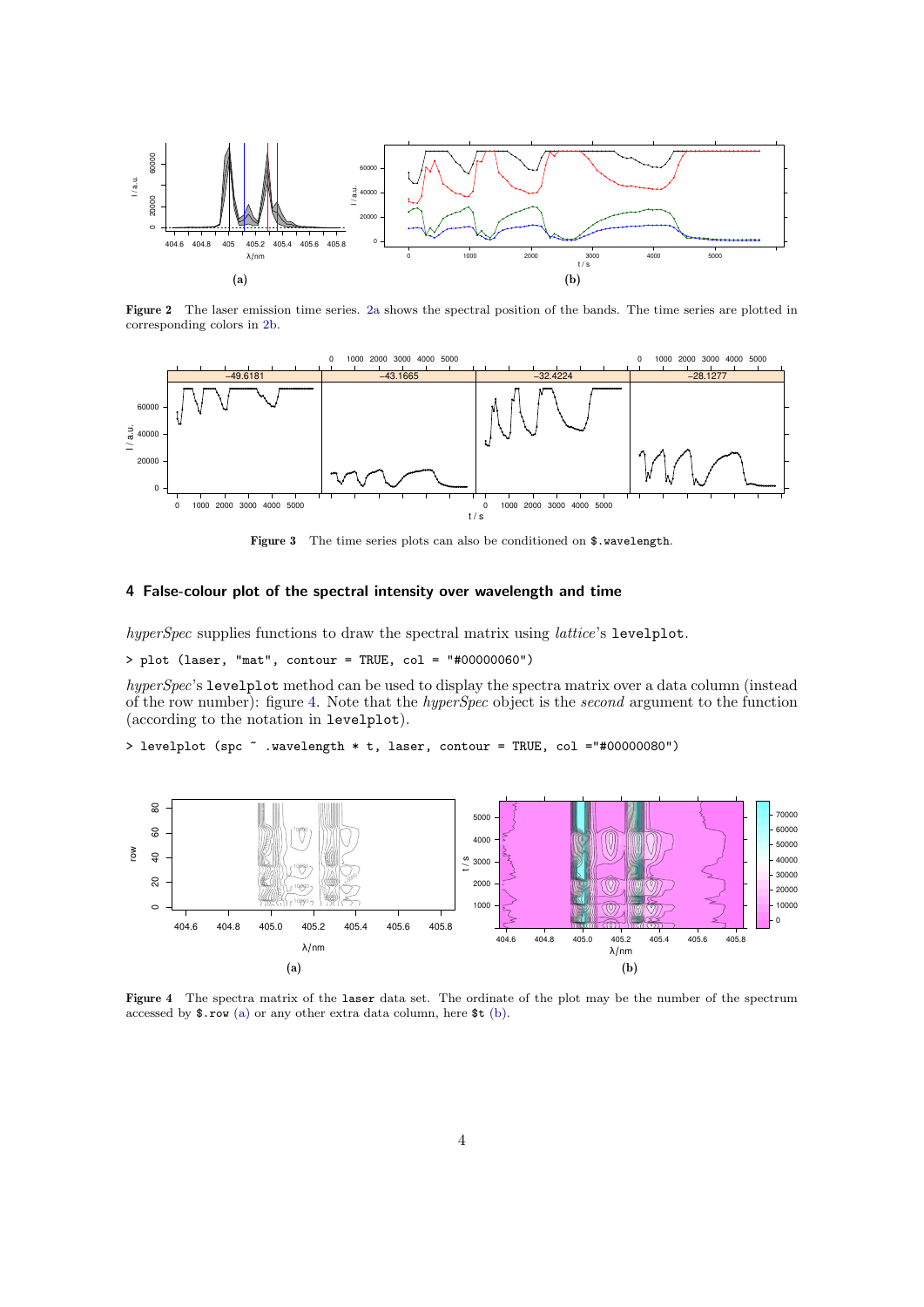Figure 2 The laser emission time series. 2a shows the spectral position of the bands. The time series are plotted in corresponding colors in 2b.

Figure 3 The time series plots can also be conditioned on `$.wavelength`.

## 4 False-colour plot of the spectral intensity over wavelength and time

*hyperSpec* supplies functions to draw the spectral matrix using *lattice*'s `levelplot`.

```
> plot (laser, "mat", contour = TRUE, col = "#00000060")
```

*hyperSpec*'s `levelplot` method can be used to display the spectra matrix over a data column (instead of the row number): figure 4. Note that the *hyperSpec* object is the *second* argument to the function (according to the notation in `levelplot`).

```
> levelplot (spc ~ .wavelength * t, laser, contour = TRUE, col ="#00000080")
```

Figure 4 The spectra matrix of the `laser` data set. The ordinate of the plot may be the number of the spectrum accessed by `$.row` (a) or any other extra data column, here `$t` (b).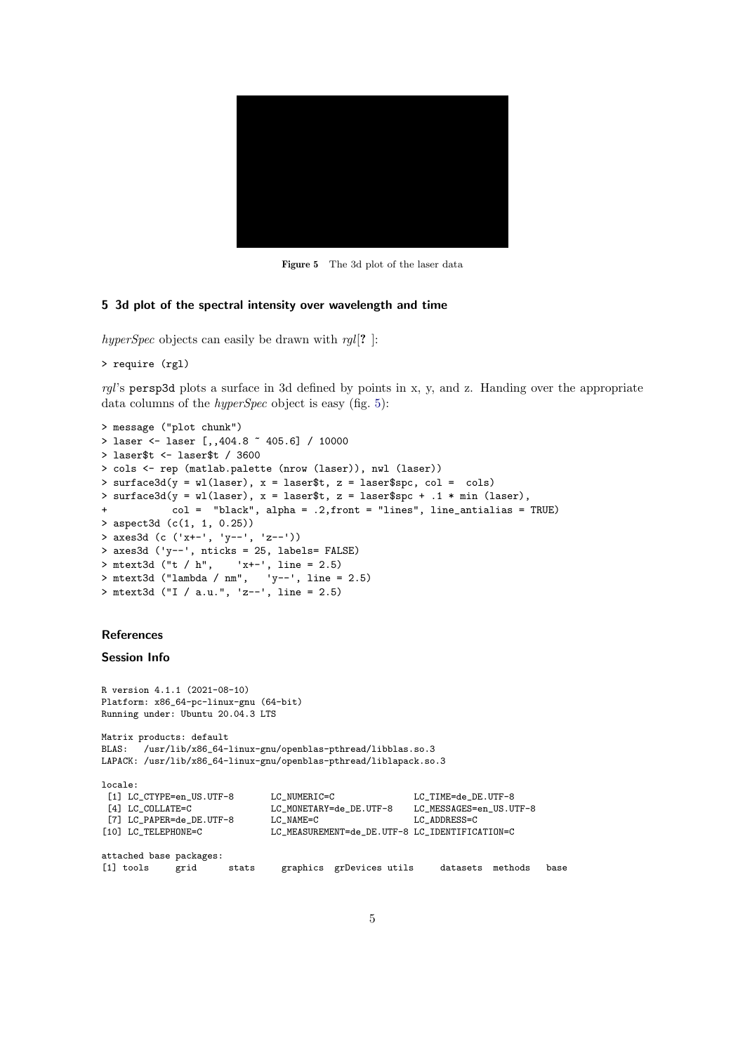Figure 5 The 3d plot of the laser data

## 5 3d plot of the spectral intensity over wavelength and time

*hyperSpec* objects can easily be drawn with *rgl*[**?** ]:

```
> require (rgl)
```

*rgl*'s `persp3d` plots a surface in 3d defined by points in x, y, and z. Handing over the appropriate data columns of the *hyperSpec* object is easy (fig. 5):

```
> message ("plot chunk")
> laser <- laser [,,404.8 ~ 405.6] / 10000
> laser$t <- laser$t / 3600
> cols <- rep (matlab.palette (nrow (laser)), nwl (laser))
> surface3d(y = wl(laser), x = laser$t, z = laser$spc, col =  cols)
> surface3d(y = wl(laser), x = laser$t, z = laser$spc + .1 * min (laser),
+           col =  "black", alpha = .2,front = "lines", line_antialias = TRUE)
> aspect3d (c(1, 1, 0.25))
> axes3d (c ('x+-', 'y--', 'z--'))
> axes3d ('y--', nticks = 25, labels= FALSE)
> mtext3d ("t / h",    'x+-', line = 2.5)
> mtext3d ("lambda / nm",   'y--', line = 2.5)
> mtext3d ("I / a.u.", 'z--', line = 2.5)
```

### References

### Session Info

```
R version 4.1.1 (2021-08-10)
Platform: x86_64-pc-linux-gnu (64-bit)
Running under: Ubuntu 20.04.3 LTS

Matrix products: default
BLAS:   /usr/lib/x86_64-linux-gnu/openblas-pthread/libblas.so.3
LAPACK: /usr/lib/x86_64-linux-gnu/openblas-pthread/liblapack.so.3

locale:
 [1] LC_CTYPE=en_US.UTF-8       LC_NUMERIC=C               LC_TIME=de_DE.UTF-8
 [4] LC_COLLATE=C               LC_MONETARY=de_DE.UTF-8    LC_MESSAGES=en_US.UTF-8
 [7] LC_PAPER=de_DE.UTF-8       LC_NAME=C                  LC_ADDRESS=C
[10] LC_TELEPHONE=C             LC_MEASUREMENT=de_DE.UTF-8 LC_IDENTIFICATION=C

attached base packages:
[1] tools     grid      stats     graphics  grDevices utils     datasets  methods   base
```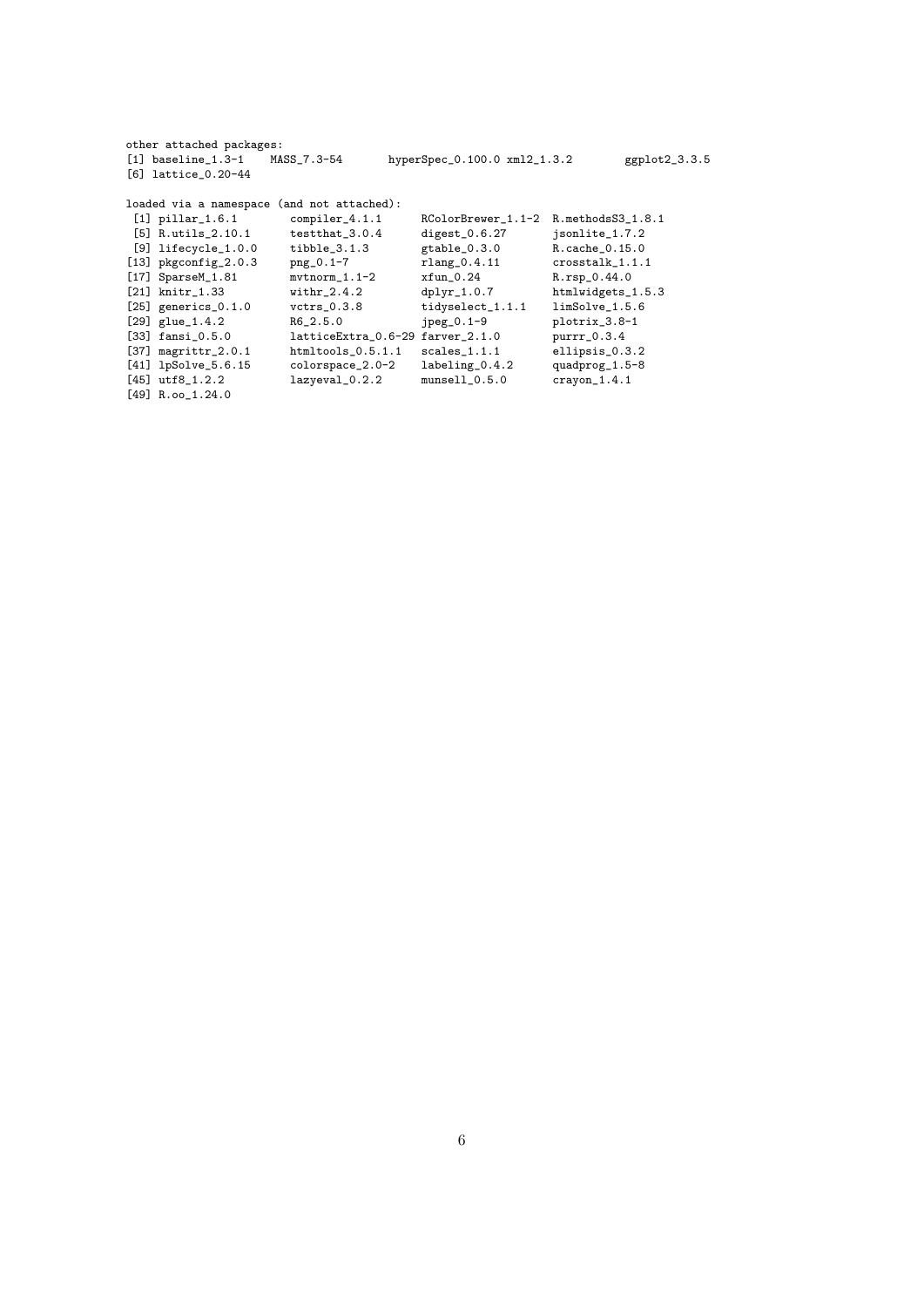```
other attached packages:
[1] baseline_1.3-1    MASS_7.3-54       hyperSpec_0.100.0 xml2_1.3.2        ggplot2_3.3.5
[6] lattice_0.20-44

loaded via a namespace (and not attached):
 [1] pillar_1.6.1       compiler_4.1.1     RColorBrewer_1.1-2 R.methodsS3_1.8.1
 [5] R.utils_2.10.1     testthat_3.0.4     digest_0.6.27      jsonlite_1.7.2
 [9] lifecycle_1.0.0    tibble_3.1.3       gtable_0.3.0       R.cache_0.15.0
[13] pkgconfig_2.0.3    png_0.1-7          rlang_0.4.11       crosstalk_1.1.1
[17] SparseM_1.81       mvtnorm_1.1-2      xfun_0.24          R.rsp_0.44.0
[21] knitr_1.33         withr_2.4.2        dplyr_1.0.7        htmlwidgets_1.5.3
[25] generics_0.1.0     vctrs_0.3.8        tidyselect_1.1.1   limSolve_1.5.6
[29] glue_1.4.2         R6_2.5.0           jpeg_0.1-9         plotrix_3.8-1
[33] fansi_0.5.0        latticeExtra_0.6-29 farver_2.1.0      purrr_0.3.4
[37] magrittr_2.0.1     htmltools_0.5.1.1  scales_1.1.1       ellipsis_0.3.2
[41] lpSolve_5.6.15     colorspace_2.0-2   labeling_0.4.2     quadprog_1.5-8
[45] utf8_1.2.2         lazyeval_0.2.2     munsell_0.5.0      crayon_1.4.1
[49] R.oo_1.24.0
```